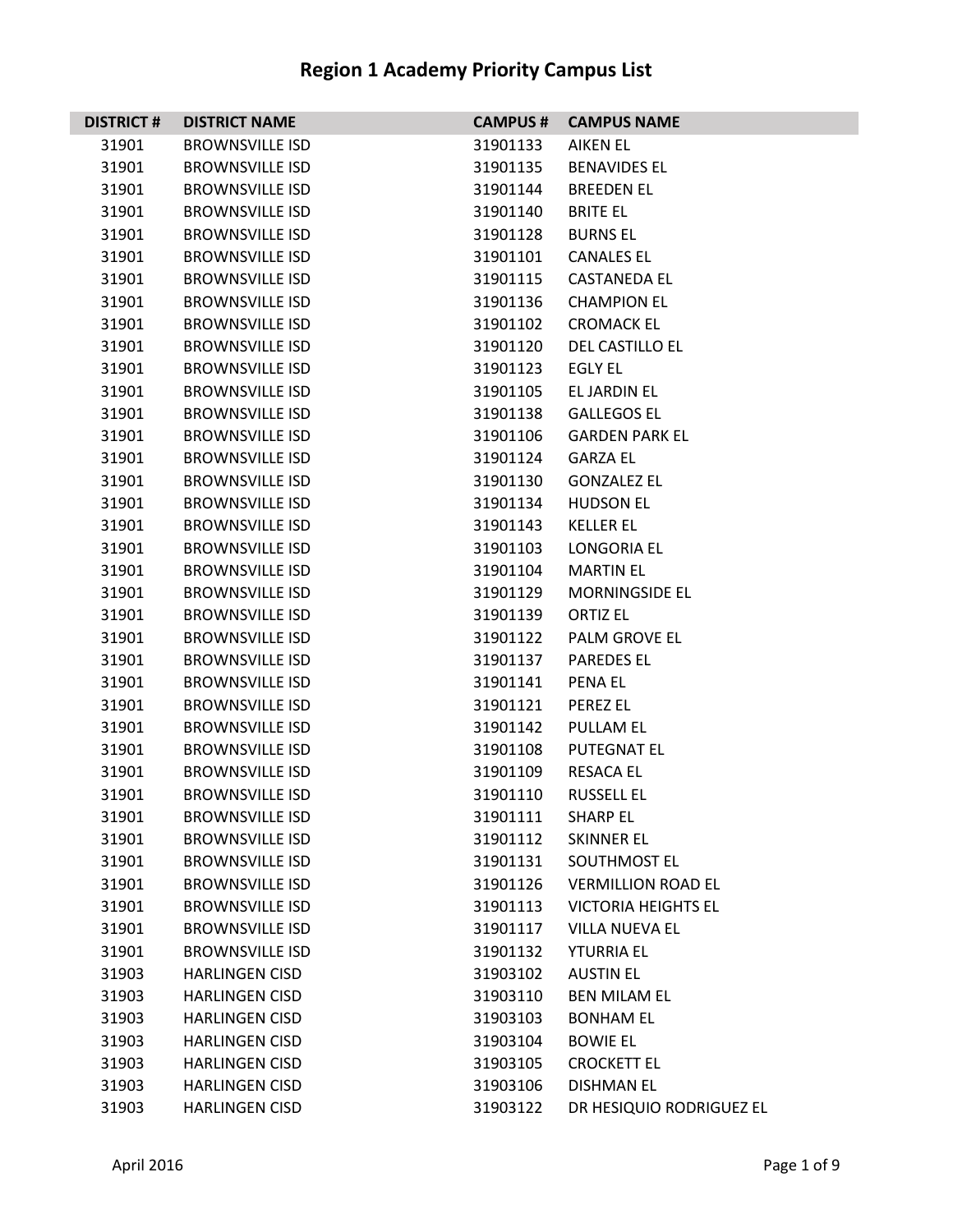# Region 1 Academy Priority Campus List

| DISTRICT # | DISTRICT NAME | CAMPUS # | CAMPUS NAME |
|---|---|---|---|
| 31901 | BROWNSVILLE ISD | 31901133 | AIKEN EL |
| 31901 | BROWNSVILLE ISD | 31901135 | BENAVIDES EL |
| 31901 | BROWNSVILLE ISD | 31901144 | BREEDEN EL |
| 31901 | BROWNSVILLE ISD | 31901140 | BRITE EL |
| 31901 | BROWNSVILLE ISD | 31901128 | BURNS EL |
| 31901 | BROWNSVILLE ISD | 31901101 | CANALES EL |
| 31901 | BROWNSVILLE ISD | 31901115 | CASTANEDA EL |
| 31901 | BROWNSVILLE ISD | 31901136 | CHAMPION EL |
| 31901 | BROWNSVILLE ISD | 31901102 | CROMACK EL |
| 31901 | BROWNSVILLE ISD | 31901120 | DEL CASTILLO EL |
| 31901 | BROWNSVILLE ISD | 31901123 | EGLY EL |
| 31901 | BROWNSVILLE ISD | 31901105 | EL JARDIN EL |
| 31901 | BROWNSVILLE ISD | 31901138 | GALLEGOS EL |
| 31901 | BROWNSVILLE ISD | 31901106 | GARDEN PARK EL |
| 31901 | BROWNSVILLE ISD | 31901124 | GARZA EL |
| 31901 | BROWNSVILLE ISD | 31901130 | GONZALEZ EL |
| 31901 | BROWNSVILLE ISD | 31901134 | HUDSON EL |
| 31901 | BROWNSVILLE ISD | 31901143 | KELLER EL |
| 31901 | BROWNSVILLE ISD | 31901103 | LONGORIA EL |
| 31901 | BROWNSVILLE ISD | 31901104 | MARTIN EL |
| 31901 | BROWNSVILLE ISD | 31901129 | MORNINGSIDE EL |
| 31901 | BROWNSVILLE ISD | 31901139 | ORTIZ EL |
| 31901 | BROWNSVILLE ISD | 31901122 | PALM GROVE EL |
| 31901 | BROWNSVILLE ISD | 31901137 | PAREDES EL |
| 31901 | BROWNSVILLE ISD | 31901141 | PENA EL |
| 31901 | BROWNSVILLE ISD | 31901121 | PEREZ EL |
| 31901 | BROWNSVILLE ISD | 31901142 | PULLAM EL |
| 31901 | BROWNSVILLE ISD | 31901108 | PUTEGNAT EL |
| 31901 | BROWNSVILLE ISD | 31901109 | RESACA EL |
| 31901 | BROWNSVILLE ISD | 31901110 | RUSSELL EL |
| 31901 | BROWNSVILLE ISD | 31901111 | SHARP EL |
| 31901 | BROWNSVILLE ISD | 31901112 | SKINNER EL |
| 31901 | BROWNSVILLE ISD | 31901131 | SOUTHMOST EL |
| 31901 | BROWNSVILLE ISD | 31901126 | VERMILLION ROAD EL |
| 31901 | BROWNSVILLE ISD | 31901113 | VICTORIA HEIGHTS EL |
| 31901 | BROWNSVILLE ISD | 31901117 | VILLA NUEVA EL |
| 31901 | BROWNSVILLE ISD | 31901132 | YTURRIA EL |
| 31903 | HARLINGEN CISD | 31903102 | AUSTIN EL |
| 31903 | HARLINGEN CISD | 31903110 | BEN MILAM EL |
| 31903 | HARLINGEN CISD | 31903103 | BONHAM EL |
| 31903 | HARLINGEN CISD | 31903104 | BOWIE EL |
| 31903 | HARLINGEN CISD | 31903105 | CROCKETT EL |
| 31903 | HARLINGEN CISD | 31903106 | DISHMAN EL |
| 31903 | HARLINGEN CISD | 31903122 | DR HESIQUIO RODRIGUEZ EL |

April 2016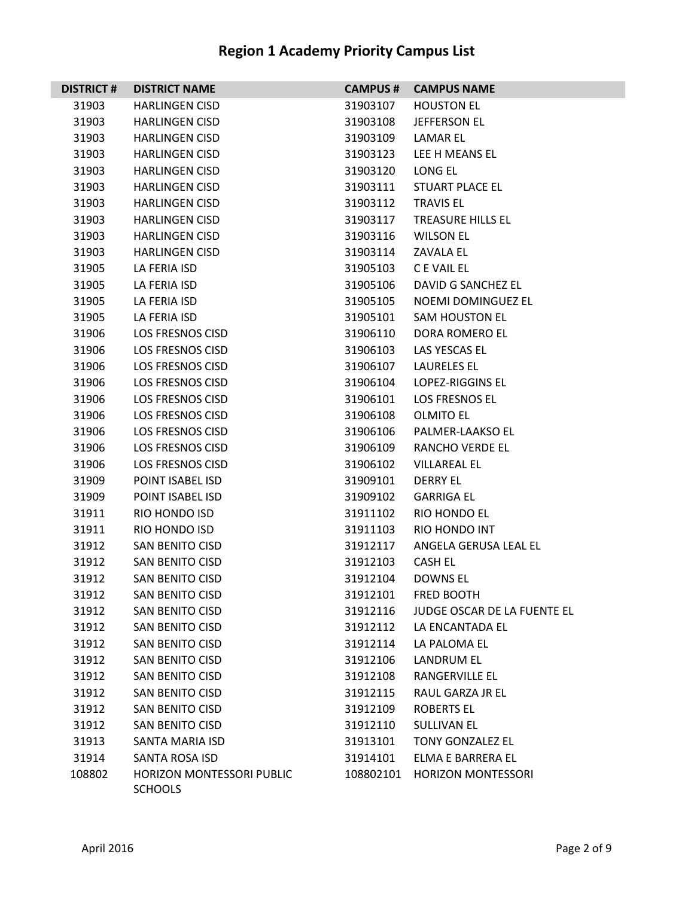# Region 1 Academy Priority Campus List

| DISTRICT # | DISTRICT NAME | CAMPUS # | CAMPUS NAME |
|---|---|---|---|
| 31903 | HARLINGEN CISD | 31903107 | HOUSTON EL |
| 31903 | HARLINGEN CISD | 31903108 | JEFFERSON EL |
| 31903 | HARLINGEN CISD | 31903109 | LAMAR EL |
| 31903 | HARLINGEN CISD | 31903123 | LEE H MEANS EL |
| 31903 | HARLINGEN CISD | 31903120 | LONG EL |
| 31903 | HARLINGEN CISD | 31903111 | STUART PLACE EL |
| 31903 | HARLINGEN CISD | 31903112 | TRAVIS EL |
| 31903 | HARLINGEN CISD | 31903117 | TREASURE HILLS EL |
| 31903 | HARLINGEN CISD | 31903116 | WILSON EL |
| 31903 | HARLINGEN CISD | 31903114 | ZAVALA EL |
| 31905 | LA FERIA ISD | 31905103 | C E VAIL EL |
| 31905 | LA FERIA ISD | 31905106 | DAVID G SANCHEZ EL |
| 31905 | LA FERIA ISD | 31905105 | NOEMI DOMINGUEZ EL |
| 31905 | LA FERIA ISD | 31905101 | SAM HOUSTON EL |
| 31906 | LOS FRESNOS CISD | 31906110 | DORA ROMERO EL |
| 31906 | LOS FRESNOS CISD | 31906103 | LAS YESCAS EL |
| 31906 | LOS FRESNOS CISD | 31906107 | LAURELES EL |
| 31906 | LOS FRESNOS CISD | 31906104 | LOPEZ-RIGGINS EL |
| 31906 | LOS FRESNOS CISD | 31906101 | LOS FRESNOS EL |
| 31906 | LOS FRESNOS CISD | 31906108 | OLMITO EL |
| 31906 | LOS FRESNOS CISD | 31906106 | PALMER-LAAKSO EL |
| 31906 | LOS FRESNOS CISD | 31906109 | RANCHO VERDE EL |
| 31906 | LOS FRESNOS CISD | 31906102 | VILLAREAL EL |
| 31909 | POINT ISABEL ISD | 31909101 | DERRY EL |
| 31909 | POINT ISABEL ISD | 31909102 | GARRIGA EL |
| 31911 | RIO HONDO ISD | 31911102 | RIO HONDO EL |
| 31911 | RIO HONDO ISD | 31911103 | RIO HONDO INT |
| 31912 | SAN BENITO CISD | 31912117 | ANGELA GERUSA LEAL EL |
| 31912 | SAN BENITO CISD | 31912103 | CASH EL |
| 31912 | SAN BENITO CISD | 31912104 | DOWNS EL |
| 31912 | SAN BENITO CISD | 31912101 | FRED BOOTH |
| 31912 | SAN BENITO CISD | 31912116 | JUDGE OSCAR DE LA FUENTE EL |
| 31912 | SAN BENITO CISD | 31912112 | LA ENCANTADA EL |
| 31912 | SAN BENITO CISD | 31912114 | LA PALOMA EL |
| 31912 | SAN BENITO CISD | 31912106 | LANDRUM EL |
| 31912 | SAN BENITO CISD | 31912108 | RANGERVILLE EL |
| 31912 | SAN BENITO CISD | 31912115 | RAUL GARZA JR EL |
| 31912 | SAN BENITO CISD | 31912109 | ROBERTS EL |
| 31912 | SAN BENITO CISD | 31912110 | SULLIVAN EL |
| 31913 | SANTA MARIA ISD | 31913101 | TONY GONZALEZ EL |
| 31914 | SANTA ROSA ISD | 31914101 | ELMA E BARRERA EL |
| 108802 | HORIZON MONTESSORI PUBLIC SCHOOLS | 108802101 | HORIZON MONTESSORI |

April 2016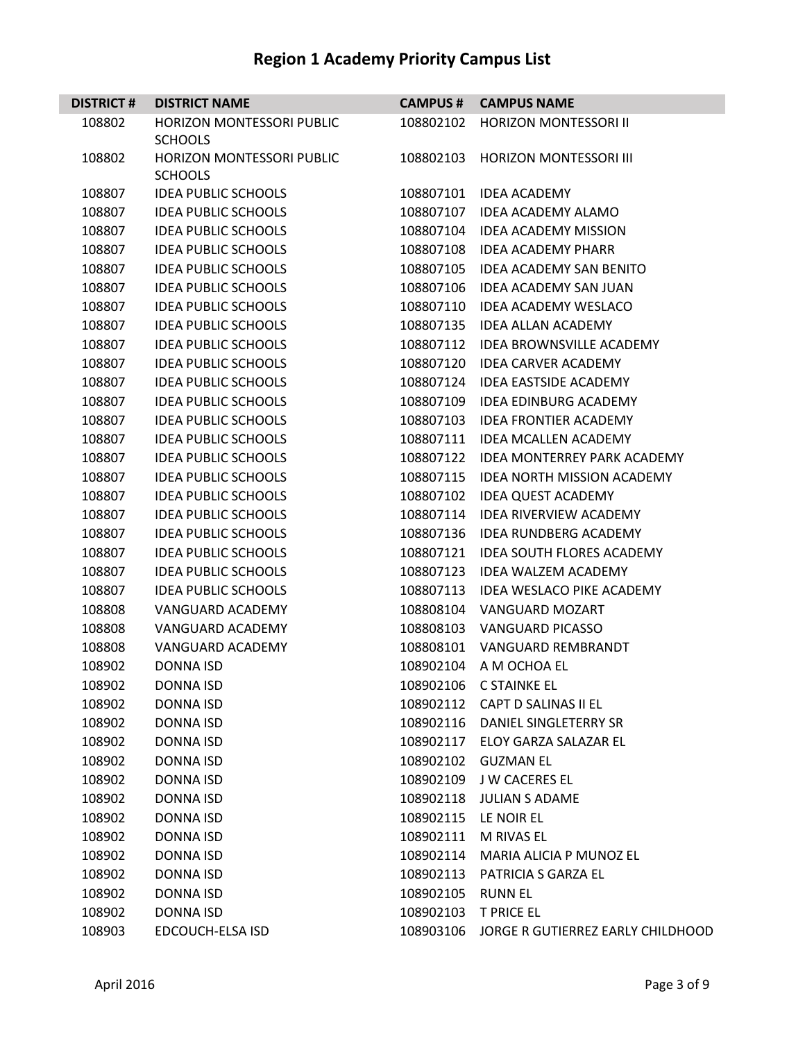# Region 1 Academy Priority Campus List

| DISTRICT # | DISTRICT NAME | CAMPUS # | CAMPUS NAME |
|---|---|---|---|
| 108802 | HORIZON MONTESSORI PUBLIC SCHOOLS | 108802102 | HORIZON MONTESSORI II |
| 108802 | HORIZON MONTESSORI PUBLIC SCHOOLS | 108802103 | HORIZON MONTESSORI III |
| 108807 | IDEA PUBLIC SCHOOLS | 108807101 | IDEA ACADEMY |
| 108807 | IDEA PUBLIC SCHOOLS | 108807107 | IDEA ACADEMY ALAMO |
| 108807 | IDEA PUBLIC SCHOOLS | 108807104 | IDEA ACADEMY MISSION |
| 108807 | IDEA PUBLIC SCHOOLS | 108807108 | IDEA ACADEMY PHARR |
| 108807 | IDEA PUBLIC SCHOOLS | 108807105 | IDEA ACADEMY SAN BENITO |
| 108807 | IDEA PUBLIC SCHOOLS | 108807106 | IDEA ACADEMY SAN JUAN |
| 108807 | IDEA PUBLIC SCHOOLS | 108807110 | IDEA ACADEMY WESLACO |
| 108807 | IDEA PUBLIC SCHOOLS | 108807135 | IDEA ALLAN ACADEMY |
| 108807 | IDEA PUBLIC SCHOOLS | 108807112 | IDEA BROWNSVILLE ACADEMY |
| 108807 | IDEA PUBLIC SCHOOLS | 108807120 | IDEA CARVER ACADEMY |
| 108807 | IDEA PUBLIC SCHOOLS | 108807124 | IDEA EASTSIDE ACADEMY |
| 108807 | IDEA PUBLIC SCHOOLS | 108807109 | IDEA EDINBURG ACADEMY |
| 108807 | IDEA PUBLIC SCHOOLS | 108807103 | IDEA FRONTIER ACADEMY |
| 108807 | IDEA PUBLIC SCHOOLS | 108807111 | IDEA MCALLEN ACADEMY |
| 108807 | IDEA PUBLIC SCHOOLS | 108807122 | IDEA MONTERREY PARK ACADEMY |
| 108807 | IDEA PUBLIC SCHOOLS | 108807115 | IDEA NORTH MISSION ACADEMY |
| 108807 | IDEA PUBLIC SCHOOLS | 108807102 | IDEA QUEST ACADEMY |
| 108807 | IDEA PUBLIC SCHOOLS | 108807114 | IDEA RIVERVIEW ACADEMY |
| 108807 | IDEA PUBLIC SCHOOLS | 108807136 | IDEA RUNDBERG ACADEMY |
| 108807 | IDEA PUBLIC SCHOOLS | 108807121 | IDEA SOUTH FLORES ACADEMY |
| 108807 | IDEA PUBLIC SCHOOLS | 108807123 | IDEA WALZEM ACADEMY |
| 108807 | IDEA PUBLIC SCHOOLS | 108807113 | IDEA WESLACO PIKE ACADEMY |
| 108808 | VANGUARD ACADEMY | 108808104 | VANGUARD MOZART |
| 108808 | VANGUARD ACADEMY | 108808103 | VANGUARD PICASSO |
| 108808 | VANGUARD ACADEMY | 108808101 | VANGUARD REMBRANDT |
| 108902 | DONNA ISD | 108902104 | A M OCHOA EL |
| 108902 | DONNA ISD | 108902106 | C STAINKE EL |
| 108902 | DONNA ISD | 108902112 | CAPT D SALINAS II EL |
| 108902 | DONNA ISD | 108902116 | DANIEL SINGLETERRY SR |
| 108902 | DONNA ISD | 108902117 | ELOY GARZA SALAZAR EL |
| 108902 | DONNA ISD | 108902102 | GUZMAN EL |
| 108902 | DONNA ISD | 108902109 | J W CACERES EL |
| 108902 | DONNA ISD | 108902118 | JULIAN S ADAME |
| 108902 | DONNA ISD | 108902115 | LE NOIR EL |
| 108902 | DONNA ISD | 108902111 | M RIVAS EL |
| 108902 | DONNA ISD | 108902114 | MARIA ALICIA P MUNOZ EL |
| 108902 | DONNA ISD | 108902113 | PATRICIA S GARZA EL |
| 108902 | DONNA ISD | 108902105 | RUNN EL |
| 108902 | DONNA ISD | 108902103 | T PRICE EL |
| 108903 | EDCOUCH-ELSA ISD | 108903106 | JORGE R GUTIERREZ EARLY CHILDHOOD |

April 2016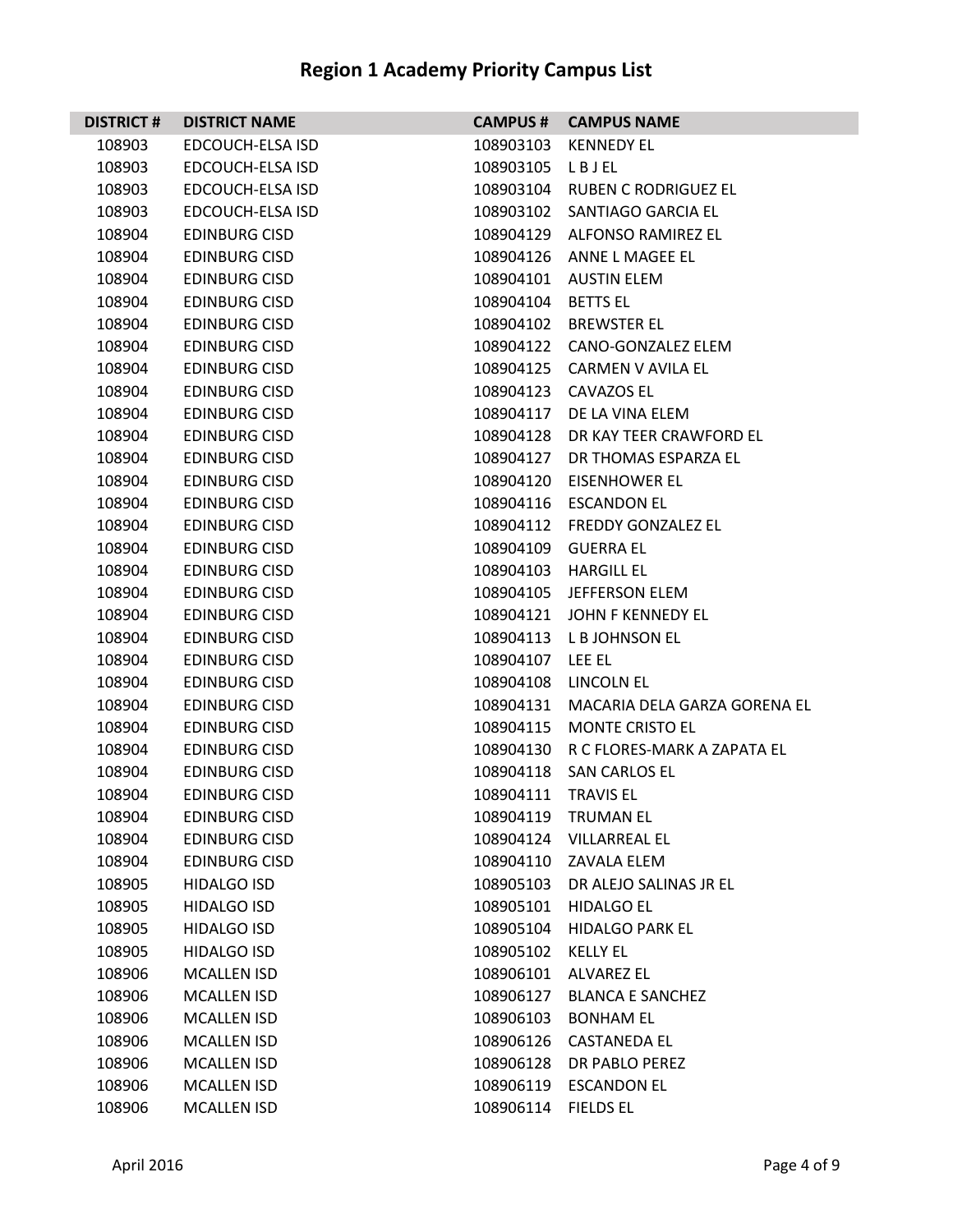# Region 1 Academy Priority Campus List

| DISTRICT # | DISTRICT NAME | CAMPUS # | CAMPUS NAME |
|---|---|---|---|
| 108903 | EDCOUCH-ELSA ISD | 108903103 | KENNEDY EL |
| 108903 | EDCOUCH-ELSA ISD | 108903105 | L B J EL |
| 108903 | EDCOUCH-ELSA ISD | 108903104 | RUBEN C RODRIGUEZ EL |
| 108903 | EDCOUCH-ELSA ISD | 108903102 | SANTIAGO GARCIA EL |
| 108904 | EDINBURG CISD | 108904129 | ALFONSO RAMIREZ EL |
| 108904 | EDINBURG CISD | 108904126 | ANNE L MAGEE EL |
| 108904 | EDINBURG CISD | 108904101 | AUSTIN ELEM |
| 108904 | EDINBURG CISD | 108904104 | BETTS EL |
| 108904 | EDINBURG CISD | 108904102 | BREWSTER EL |
| 108904 | EDINBURG CISD | 108904122 | CANO-GONZALEZ ELEM |
| 108904 | EDINBURG CISD | 108904125 | CARMEN V AVILA EL |
| 108904 | EDINBURG CISD | 108904123 | CAVAZOS EL |
| 108904 | EDINBURG CISD | 108904117 | DE LA VINA ELEM |
| 108904 | EDINBURG CISD | 108904128 | DR KAY TEER CRAWFORD EL |
| 108904 | EDINBURG CISD | 108904127 | DR THOMAS ESPARZA EL |
| 108904 | EDINBURG CISD | 108904120 | EISENHOWER EL |
| 108904 | EDINBURG CISD | 108904116 | ESCANDON EL |
| 108904 | EDINBURG CISD | 108904112 | FREDDY GONZALEZ EL |
| 108904 | EDINBURG CISD | 108904109 | GUERRA EL |
| 108904 | EDINBURG CISD | 108904103 | HARGILL EL |
| 108904 | EDINBURG CISD | 108904105 | JEFFERSON ELEM |
| 108904 | EDINBURG CISD | 108904121 | JOHN F KENNEDY EL |
| 108904 | EDINBURG CISD | 108904113 | L B JOHNSON EL |
| 108904 | EDINBURG CISD | 108904107 | LEE EL |
| 108904 | EDINBURG CISD | 108904108 | LINCOLN EL |
| 108904 | EDINBURG CISD | 108904131 | MACARIA DELA GARZA GORENA EL |
| 108904 | EDINBURG CISD | 108904115 | MONTE CRISTO EL |
| 108904 | EDINBURG CISD | 108904130 | R C FLORES-MARK A ZAPATA EL |
| 108904 | EDINBURG CISD | 108904118 | SAN CARLOS EL |
| 108904 | EDINBURG CISD | 108904111 | TRAVIS EL |
| 108904 | EDINBURG CISD | 108904119 | TRUMAN EL |
| 108904 | EDINBURG CISD | 108904124 | VILLARREAL EL |
| 108904 | EDINBURG CISD | 108904110 | ZAVALA ELEM |
| 108905 | HIDALGO ISD | 108905103 | DR ALEJO SALINAS JR EL |
| 108905 | HIDALGO ISD | 108905101 | HIDALGO EL |
| 108905 | HIDALGO ISD | 108905104 | HIDALGO PARK EL |
| 108905 | HIDALGO ISD | 108905102 | KELLY EL |
| 108906 | MCALLEN ISD | 108906101 | ALVAREZ EL |
| 108906 | MCALLEN ISD | 108906127 | BLANCA E SANCHEZ |
| 108906 | MCALLEN ISD | 108906103 | BONHAM EL |
| 108906 | MCALLEN ISD | 108906126 | CASTANEDA EL |
| 108906 | MCALLEN ISD | 108906128 | DR PABLO PEREZ |
| 108906 | MCALLEN ISD | 108906119 | ESCANDON EL |
| 108906 | MCALLEN ISD | 108906114 | FIELDS EL |

April 2016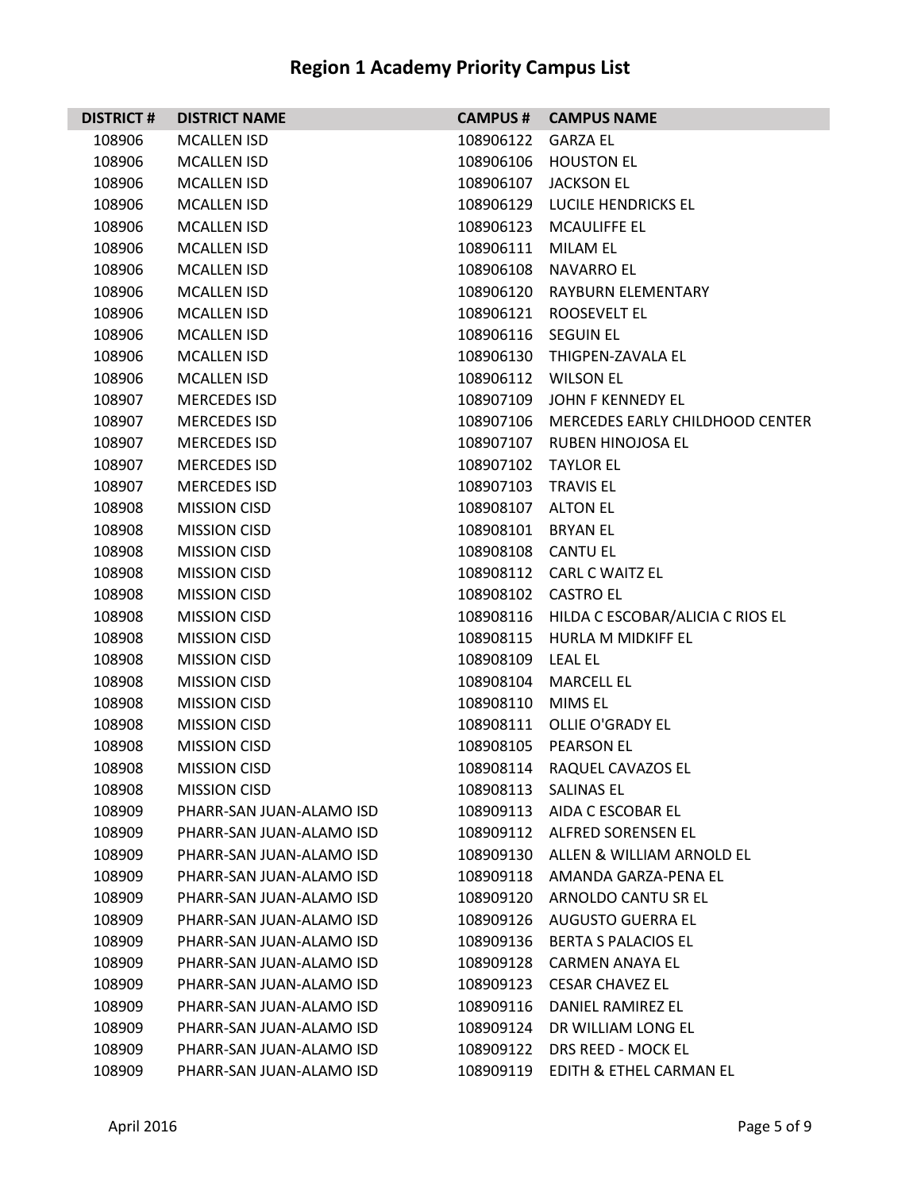# Region 1 Academy Priority Campus List

| DISTRICT # | DISTRICT NAME | CAMPUS # | CAMPUS NAME |
|---|---|---|---|
| 108906 | MCALLEN ISD | 108906122 | GARZA EL |
| 108906 | MCALLEN ISD | 108906106 | HOUSTON EL |
| 108906 | MCALLEN ISD | 108906107 | JACKSON EL |
| 108906 | MCALLEN ISD | 108906129 | LUCILE HENDRICKS EL |
| 108906 | MCALLEN ISD | 108906123 | MCAULIFFE EL |
| 108906 | MCALLEN ISD | 108906111 | MILAM EL |
| 108906 | MCALLEN ISD | 108906108 | NAVARRO EL |
| 108906 | MCALLEN ISD | 108906120 | RAYBURN ELEMENTARY |
| 108906 | MCALLEN ISD | 108906121 | ROOSEVELT EL |
| 108906 | MCALLEN ISD | 108906116 | SEGUIN EL |
| 108906 | MCALLEN ISD | 108906130 | THIGPEN-ZAVALA EL |
| 108906 | MCALLEN ISD | 108906112 | WILSON EL |
| 108907 | MERCEDES ISD | 108907109 | JOHN F KENNEDY EL |
| 108907 | MERCEDES ISD | 108907106 | MERCEDES EARLY CHILDHOOD CENTER |
| 108907 | MERCEDES ISD | 108907107 | RUBEN HINOJOSA EL |
| 108907 | MERCEDES ISD | 108907102 | TAYLOR EL |
| 108907 | MERCEDES ISD | 108907103 | TRAVIS EL |
| 108908 | MISSION CISD | 108908107 | ALTON EL |
| 108908 | MISSION CISD | 108908101 | BRYAN EL |
| 108908 | MISSION CISD | 108908108 | CANTU EL |
| 108908 | MISSION CISD | 108908112 | CARL C WAITZ EL |
| 108908 | MISSION CISD | 108908102 | CASTRO EL |
| 108908 | MISSION CISD | 108908116 | HILDA C ESCOBAR/ALICIA C RIOS EL |
| 108908 | MISSION CISD | 108908115 | HURLA M MIDKIFF EL |
| 108908 | MISSION CISD | 108908109 | LEAL EL |
| 108908 | MISSION CISD | 108908104 | MARCELL EL |
| 108908 | MISSION CISD | 108908110 | MIMS EL |
| 108908 | MISSION CISD | 108908111 | OLLIE O'GRADY EL |
| 108908 | MISSION CISD | 108908105 | PEARSON EL |
| 108908 | MISSION CISD | 108908114 | RAQUEL CAVAZOS EL |
| 108908 | MISSION CISD | 108908113 | SALINAS EL |
| 108909 | PHARR-SAN JUAN-ALAMO ISD | 108909113 | AIDA C ESCOBAR EL |
| 108909 | PHARR-SAN JUAN-ALAMO ISD | 108909112 | ALFRED SORENSEN EL |
| 108909 | PHARR-SAN JUAN-ALAMO ISD | 108909130 | ALLEN & WILLIAM ARNOLD EL |
| 108909 | PHARR-SAN JUAN-ALAMO ISD | 108909118 | AMANDA GARZA-PENA EL |
| 108909 | PHARR-SAN JUAN-ALAMO ISD | 108909120 | ARNOLDO CANTU SR EL |
| 108909 | PHARR-SAN JUAN-ALAMO ISD | 108909126 | AUGUSTO GUERRA EL |
| 108909 | PHARR-SAN JUAN-ALAMO ISD | 108909136 | BERTA S PALACIOS EL |
| 108909 | PHARR-SAN JUAN-ALAMO ISD | 108909128 | CARMEN ANAYA EL |
| 108909 | PHARR-SAN JUAN-ALAMO ISD | 108909123 | CESAR CHAVEZ EL |
| 108909 | PHARR-SAN JUAN-ALAMO ISD | 108909116 | DANIEL RAMIREZ EL |
| 108909 | PHARR-SAN JUAN-ALAMO ISD | 108909124 | DR WILLIAM LONG EL |
| 108909 | PHARR-SAN JUAN-ALAMO ISD | 108909122 | DRS REED - MOCK EL |
| 108909 | PHARR-SAN JUAN-ALAMO ISD | 108909119 | EDITH & ETHEL CARMAN EL |

April 2016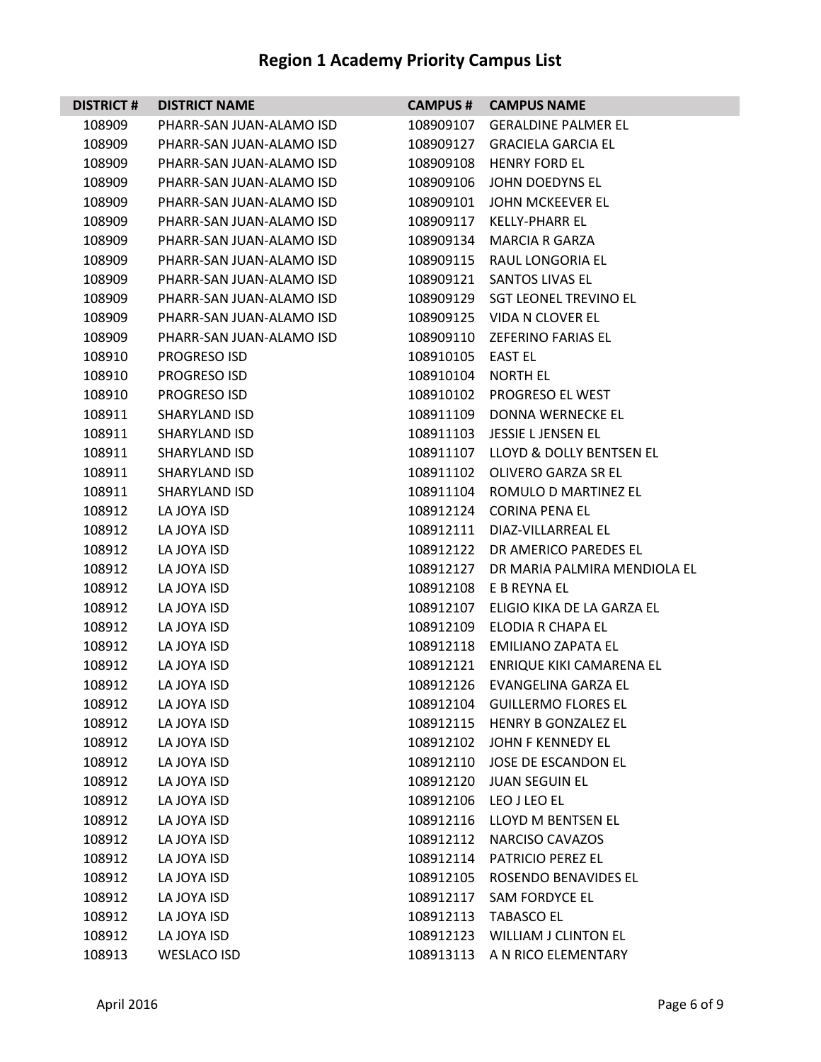# Region 1 Academy Priority Campus List

| DISTRICT # | DISTRICT NAME | CAMPUS # | CAMPUS NAME |
|---|---|---|---|
| 108909 | PHARR-SAN JUAN-ALAMO ISD | 108909107 | GERALDINE PALMER EL |
| 108909 | PHARR-SAN JUAN-ALAMO ISD | 108909127 | GRACIELA GARCIA EL |
| 108909 | PHARR-SAN JUAN-ALAMO ISD | 108909108 | HENRY FORD EL |
| 108909 | PHARR-SAN JUAN-ALAMO ISD | 108909106 | JOHN DOEDYNS EL |
| 108909 | PHARR-SAN JUAN-ALAMO ISD | 108909101 | JOHN MCKEEVER EL |
| 108909 | PHARR-SAN JUAN-ALAMO ISD | 108909117 | KELLY-PHARR EL |
| 108909 | PHARR-SAN JUAN-ALAMO ISD | 108909134 | MARCIA R GARZA |
| 108909 | PHARR-SAN JUAN-ALAMO ISD | 108909115 | RAUL LONGORIA EL |
| 108909 | PHARR-SAN JUAN-ALAMO ISD | 108909121 | SANTOS LIVAS EL |
| 108909 | PHARR-SAN JUAN-ALAMO ISD | 108909129 | SGT LEONEL TREVINO EL |
| 108909 | PHARR-SAN JUAN-ALAMO ISD | 108909125 | VIDA N CLOVER EL |
| 108909 | PHARR-SAN JUAN-ALAMO ISD | 108909110 | ZEFERINO FARIAS EL |
| 108910 | PROGRESO ISD | 108910105 | EAST EL |
| 108910 | PROGRESO ISD | 108910104 | NORTH EL |
| 108910 | PROGRESO ISD | 108910102 | PROGRESO EL WEST |
| 108911 | SHARYLAND ISD | 108911109 | DONNA WERNECKE EL |
| 108911 | SHARYLAND ISD | 108911103 | JESSIE L JENSEN EL |
| 108911 | SHARYLAND ISD | 108911107 | LLOYD & DOLLY BENTSEN EL |
| 108911 | SHARYLAND ISD | 108911102 | OLIVERO GARZA SR EL |
| 108911 | SHARYLAND ISD | 108911104 | ROMULO D MARTINEZ EL |
| 108912 | LA JOYA ISD | 108912124 | CORINA PENA EL |
| 108912 | LA JOYA ISD | 108912111 | DIAZ-VILLARREAL EL |
| 108912 | LA JOYA ISD | 108912122 | DR AMERICO PAREDES EL |
| 108912 | LA JOYA ISD | 108912127 | DR MARIA PALMIRA MENDIOLA EL |
| 108912 | LA JOYA ISD | 108912108 | E B REYNA EL |
| 108912 | LA JOYA ISD | 108912107 | ELIGIO KIKA DE LA GARZA EL |
| 108912 | LA JOYA ISD | 108912109 | ELODIA R CHAPA EL |
| 108912 | LA JOYA ISD | 108912118 | EMILIANO ZAPATA EL |
| 108912 | LA JOYA ISD | 108912121 | ENRIQUE KIKI CAMARENA EL |
| 108912 | LA JOYA ISD | 108912126 | EVANGELINA GARZA EL |
| 108912 | LA JOYA ISD | 108912104 | GUILLERMO FLORES EL |
| 108912 | LA JOYA ISD | 108912115 | HENRY B GONZALEZ EL |
| 108912 | LA JOYA ISD | 108912102 | JOHN F KENNEDY EL |
| 108912 | LA JOYA ISD | 108912110 | JOSE DE ESCANDON EL |
| 108912 | LA JOYA ISD | 108912120 | JUAN SEGUIN EL |
| 108912 | LA JOYA ISD | 108912106 | LEO J LEO EL |
| 108912 | LA JOYA ISD | 108912116 | LLOYD M BENTSEN EL |
| 108912 | LA JOYA ISD | 108912112 | NARCISO CAVAZOS |
| 108912 | LA JOYA ISD | 108912114 | PATRICIO PEREZ EL |
| 108912 | LA JOYA ISD | 108912105 | ROSENDO BENAVIDES EL |
| 108912 | LA JOYA ISD | 108912117 | SAM FORDYCE EL |
| 108912 | LA JOYA ISD | 108912113 | TABASCO EL |
| 108912 | LA JOYA ISD | 108912123 | WILLIAM J CLINTON EL |
| 108913 | WESLACO ISD | 108913113 | A N RICO ELEMENTARY |

April 2016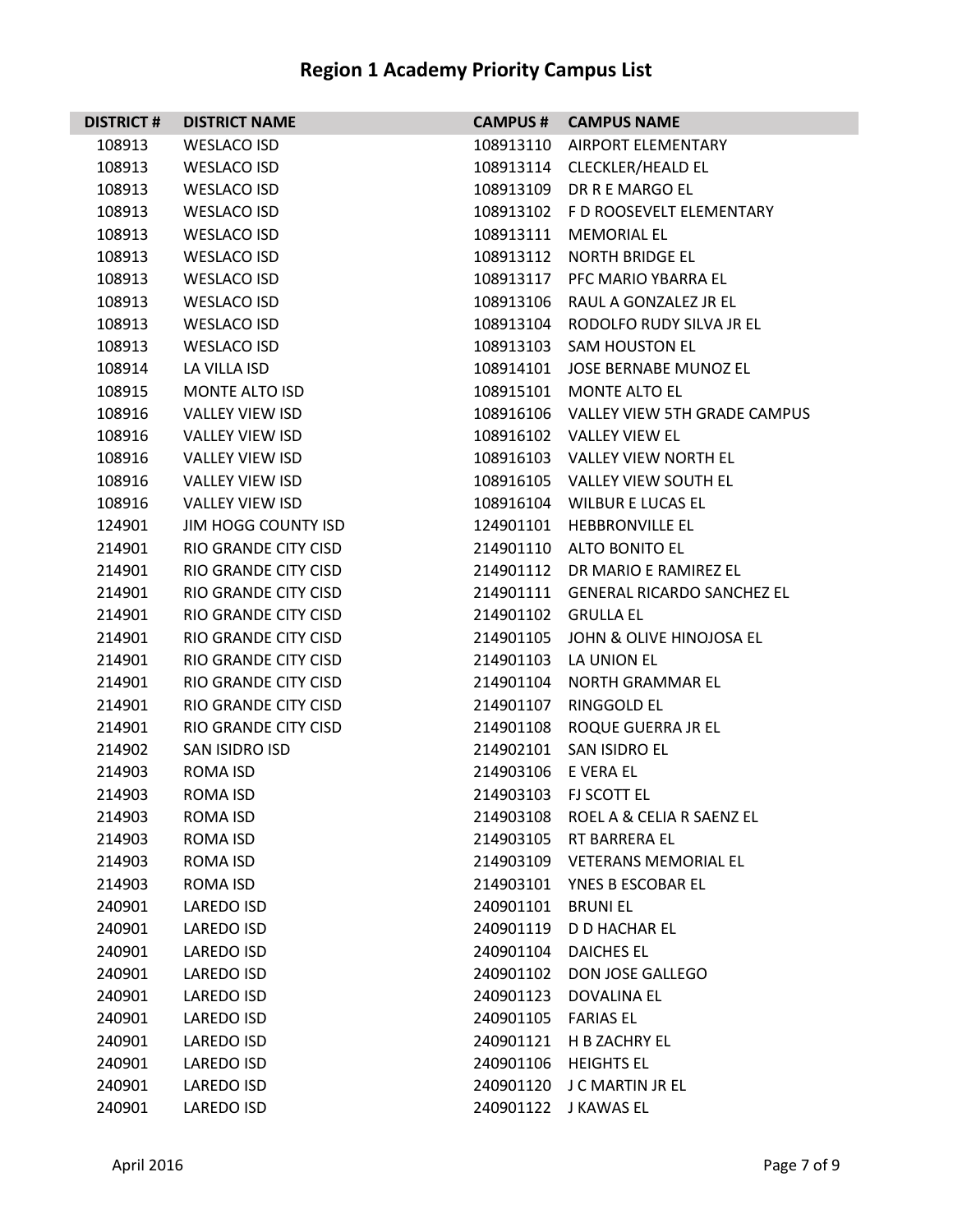# Region 1 Academy Priority Campus List

| DISTRICT # | DISTRICT NAME | CAMPUS # | CAMPUS NAME |
|---|---|---|---|
| 108913 | WESLACO ISD | 108913110 | AIRPORT ELEMENTARY |
| 108913 | WESLACO ISD | 108913114 | CLECKLER/HEALD EL |
| 108913 | WESLACO ISD | 108913109 | DR R E MARGO EL |
| 108913 | WESLACO ISD | 108913102 | F D ROOSEVELT ELEMENTARY |
| 108913 | WESLACO ISD | 108913111 | MEMORIAL EL |
| 108913 | WESLACO ISD | 108913112 | NORTH BRIDGE EL |
| 108913 | WESLACO ISD | 108913117 | PFC MARIO YBARRA EL |
| 108913 | WESLACO ISD | 108913106 | RAUL A GONZALEZ JR EL |
| 108913 | WESLACO ISD | 108913104 | RODOLFO RUDY SILVA JR EL |
| 108913 | WESLACO ISD | 108913103 | SAM HOUSTON EL |
| 108914 | LA VILLA ISD | 108914101 | JOSE BERNABE MUNOZ EL |
| 108915 | MONTE ALTO ISD | 108915101 | MONTE ALTO EL |
| 108916 | VALLEY VIEW ISD | 108916106 | VALLEY VIEW 5TH GRADE CAMPUS |
| 108916 | VALLEY VIEW ISD | 108916102 | VALLEY VIEW EL |
| 108916 | VALLEY VIEW ISD | 108916103 | VALLEY VIEW NORTH EL |
| 108916 | VALLEY VIEW ISD | 108916105 | VALLEY VIEW SOUTH EL |
| 108916 | VALLEY VIEW ISD | 108916104 | WILBUR E LUCAS EL |
| 124901 | JIM HOGG COUNTY ISD | 124901101 | HEBBRONVILLE EL |
| 214901 | RIO GRANDE CITY CISD | 214901110 | ALTO BONITO EL |
| 214901 | RIO GRANDE CITY CISD | 214901112 | DR MARIO E RAMIREZ EL |
| 214901 | RIO GRANDE CITY CISD | 214901111 | GENERAL RICARDO SANCHEZ EL |
| 214901 | RIO GRANDE CITY CISD | 214901102 | GRULLA EL |
| 214901 | RIO GRANDE CITY CISD | 214901105 | JOHN & OLIVE HINOJOSA EL |
| 214901 | RIO GRANDE CITY CISD | 214901103 | LA UNION EL |
| 214901 | RIO GRANDE CITY CISD | 214901104 | NORTH GRAMMAR EL |
| 214901 | RIO GRANDE CITY CISD | 214901107 | RINGGOLD EL |
| 214901 | RIO GRANDE CITY CISD | 214901108 | ROQUE GUERRA JR EL |
| 214902 | SAN ISIDRO ISD | 214902101 | SAN ISIDRO EL |
| 214903 | ROMA ISD | 214903106 | E VERA EL |
| 214903 | ROMA ISD | 214903103 | FJ SCOTT EL |
| 214903 | ROMA ISD | 214903108 | ROEL A & CELIA R SAENZ EL |
| 214903 | ROMA ISD | 214903105 | RT BARRERA EL |
| 214903 | ROMA ISD | 214903109 | VETERANS MEMORIAL EL |
| 214903 | ROMA ISD | 214903101 | YNES B ESCOBAR EL |
| 240901 | LAREDO ISD | 240901101 | BRUNI EL |
| 240901 | LAREDO ISD | 240901119 | D D HACHAR EL |
| 240901 | LAREDO ISD | 240901104 | DAICHES EL |
| 240901 | LAREDO ISD | 240901102 | DON JOSE GALLEGO |
| 240901 | LAREDO ISD | 240901123 | DOVALINA EL |
| 240901 | LAREDO ISD | 240901105 | FARIAS EL |
| 240901 | LAREDO ISD | 240901121 | H B ZACHRY EL |
| 240901 | LAREDO ISD | 240901106 | HEIGHTS EL |
| 240901 | LAREDO ISD | 240901120 | J C MARTIN JR EL |
| 240901 | LAREDO ISD | 240901122 | J KAWAS EL |

April 2016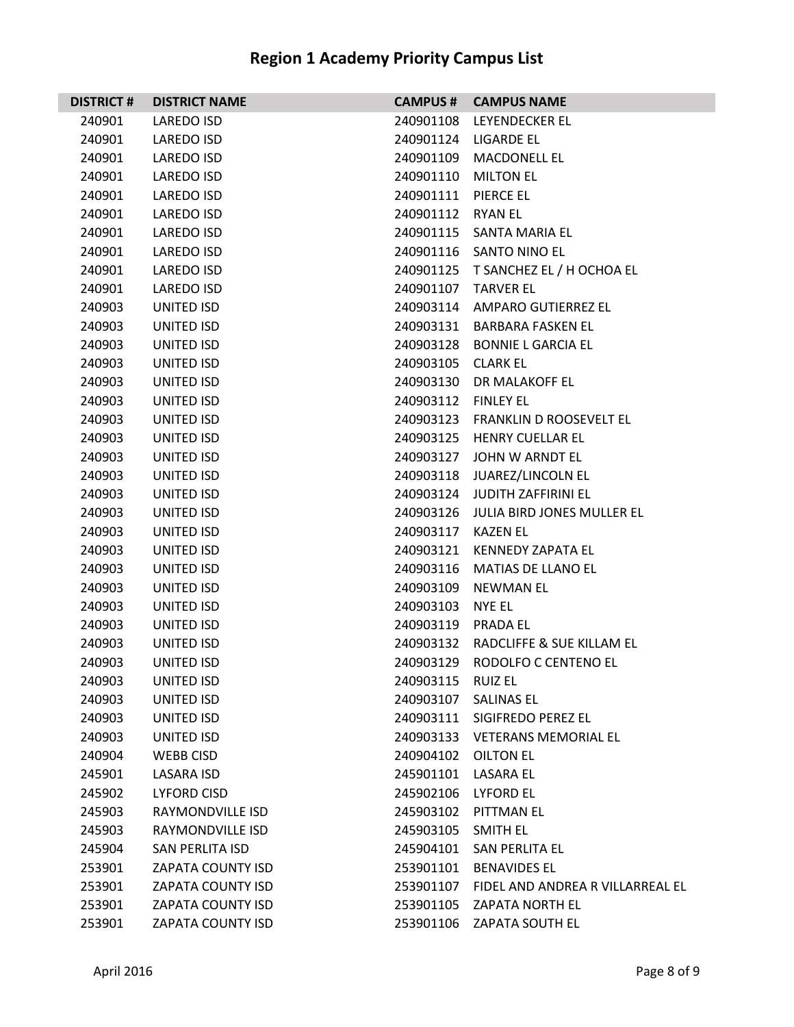# Region 1 Academy Priority Campus List

| DISTRICT # | DISTRICT NAME | CAMPUS # | CAMPUS NAME |
|---|---|---|---|
| 240901 | LAREDO ISD | 240901108 | LEYENDECKER EL |
| 240901 | LAREDO ISD | 240901124 | LIGARDE EL |
| 240901 | LAREDO ISD | 240901109 | MACDONELL EL |
| 240901 | LAREDO ISD | 240901110 | MILTON EL |
| 240901 | LAREDO ISD | 240901111 | PIERCE EL |
| 240901 | LAREDO ISD | 240901112 | RYAN EL |
| 240901 | LAREDO ISD | 240901115 | SANTA MARIA EL |
| 240901 | LAREDO ISD | 240901116 | SANTO NINO EL |
| 240901 | LAREDO ISD | 240901125 | T SANCHEZ EL / H OCHOA EL |
| 240901 | LAREDO ISD | 240901107 | TARVER EL |
| 240903 | UNITED ISD | 240903114 | AMPARO GUTIERREZ EL |
| 240903 | UNITED ISD | 240903131 | BARBARA FASKEN EL |
| 240903 | UNITED ISD | 240903128 | BONNIE L GARCIA EL |
| 240903 | UNITED ISD | 240903105 | CLARK EL |
| 240903 | UNITED ISD | 240903130 | DR MALAKOFF EL |
| 240903 | UNITED ISD | 240903112 | FINLEY EL |
| 240903 | UNITED ISD | 240903123 | FRANKLIN D ROOSEVELT EL |
| 240903 | UNITED ISD | 240903125 | HENRY CUELLAR EL |
| 240903 | UNITED ISD | 240903127 | JOHN W ARNDT EL |
| 240903 | UNITED ISD | 240903118 | JUAREZ/LINCOLN EL |
| 240903 | UNITED ISD | 240903124 | JUDITH ZAFFIRINI EL |
| 240903 | UNITED ISD | 240903126 | JULIA BIRD JONES MULLER EL |
| 240903 | UNITED ISD | 240903117 | KAZEN EL |
| 240903 | UNITED ISD | 240903121 | KENNEDY ZAPATA EL |
| 240903 | UNITED ISD | 240903116 | MATIAS DE LLANO EL |
| 240903 | UNITED ISD | 240903109 | NEWMAN EL |
| 240903 | UNITED ISD | 240903103 | NYE EL |
| 240903 | UNITED ISD | 240903119 | PRADA EL |
| 240903 | UNITED ISD | 240903132 | RADCLIFFE & SUE KILLAM EL |
| 240903 | UNITED ISD | 240903129 | RODOLFO C CENTENO EL |
| 240903 | UNITED ISD | 240903115 | RUIZ EL |
| 240903 | UNITED ISD | 240903107 | SALINAS EL |
| 240903 | UNITED ISD | 240903111 | SIGIFREDO PEREZ EL |
| 240903 | UNITED ISD | 240903133 | VETERANS MEMORIAL EL |
| 240904 | WEBB CISD | 240904102 | OILTON EL |
| 245901 | LASARA ISD | 245901101 | LASARA EL |
| 245902 | LYFORD CISD | 245902106 | LYFORD EL |
| 245903 | RAYMONDVILLE ISD | 245903102 | PITTMAN EL |
| 245903 | RAYMONDVILLE ISD | 245903105 | SMITH EL |
| 245904 | SAN PERLITA ISD | 245904101 | SAN PERLITA EL |
| 253901 | ZAPATA COUNTY ISD | 253901101 | BENAVIDES EL |
| 253901 | ZAPATA COUNTY ISD | 253901107 | FIDEL AND ANDREA R VILLARREAL EL |
| 253901 | ZAPATA COUNTY ISD | 253901105 | ZAPATA NORTH EL |
| 253901 | ZAPATA COUNTY ISD | 253901106 | ZAPATA SOUTH EL |

April 2016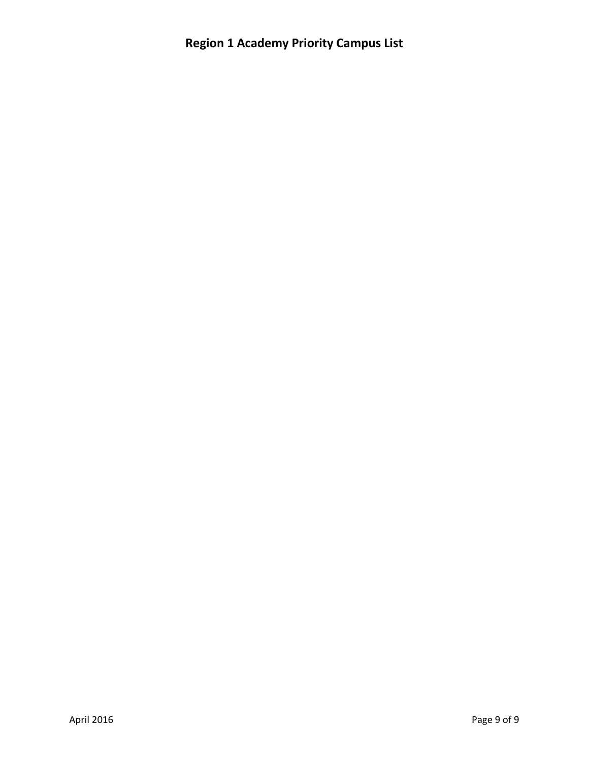# Region 1 Academy Priority Campus List